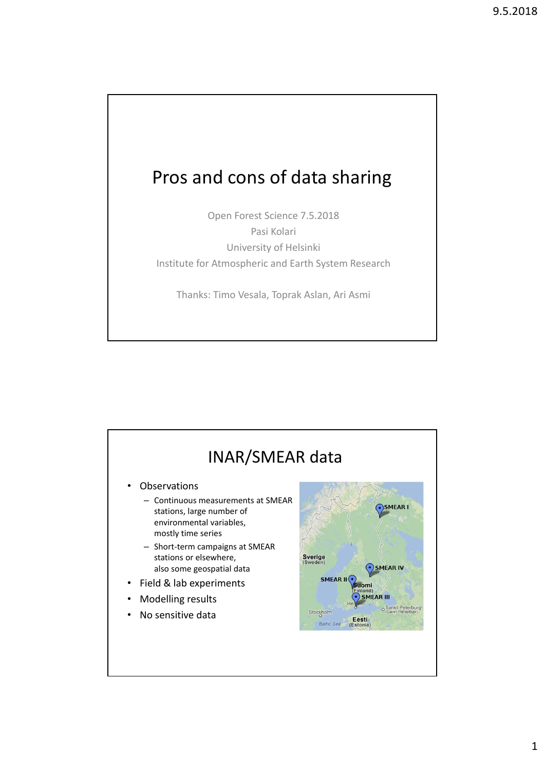# Pros and cons of data sharing

Open Forest Science 7.5.2018

Pasi Kolari

University of Helsinki

Institute for Atmospheric and Earth System Research

Thanks: Timo Vesala, Toprak Aslan, Ari Asmi

## INAR/SMEAR data

- Observations
  - Continuous measurements at SMEAR stations, large number of environmental variables, mostly time series
  - Short-term campaigns at SMEAR stations or elsewhere, also some geospatial data
- Field & lab experiments
- Modelling results
- No sensitive data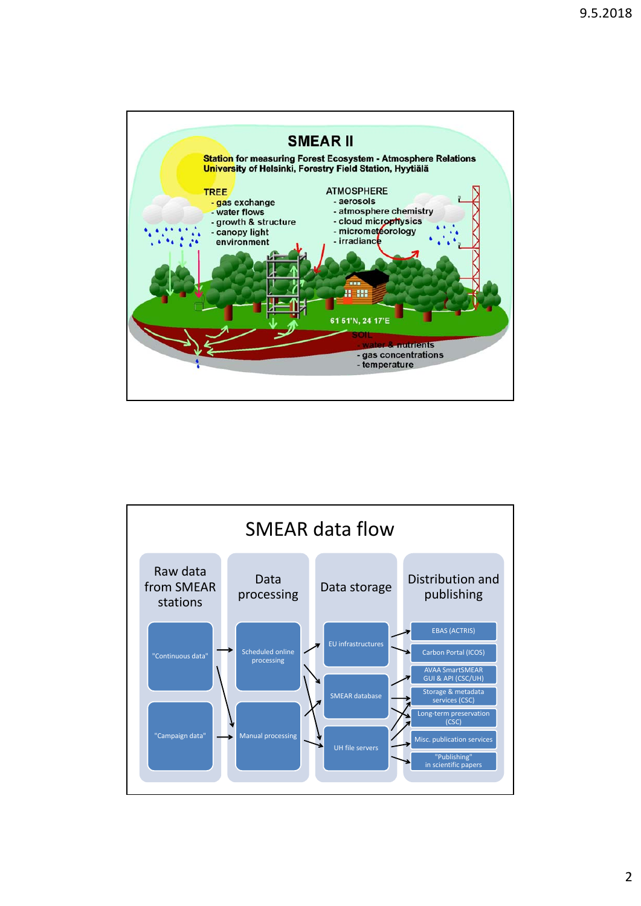# SMEAR II

**Station for measuring Forest Ecosystem - Atmosphere Relations**
**University of Helsinki, Forestry Field Station, Hyytiälä**

TREE
- gas exchange
- water flows
- growth & structure
- canopy light environment

ATMOSPHERE
- aerosols
- atmosphere chemistry
- cloud microphysics
- micrometeorology
- irradiance

61 51'N, 24 17'E

SOIL
- water & nutrients
- gas concentrations
- temperature

# SMEAR data flow

| Raw data from SMEAR stations | Data processing | Data storage | Distribution and publishing |
|---|---|---|---|
| "Continuous data" | Scheduled online processing | EU infrastructures | EBAS (ACTRIS) |
| "Campaign data" | Manual processing | SMEAR database | Carbon Portal (ICOS) |
| | | UH file servers | AVAA SmartSMEAR GUI & API (CSC/UH) |
| | | | Storage & metadata services (CSC) |
| | | | Long-term preservation (CSC) |
| | | | Misc. publication services |
| | | | "Publishing" in scientific papers |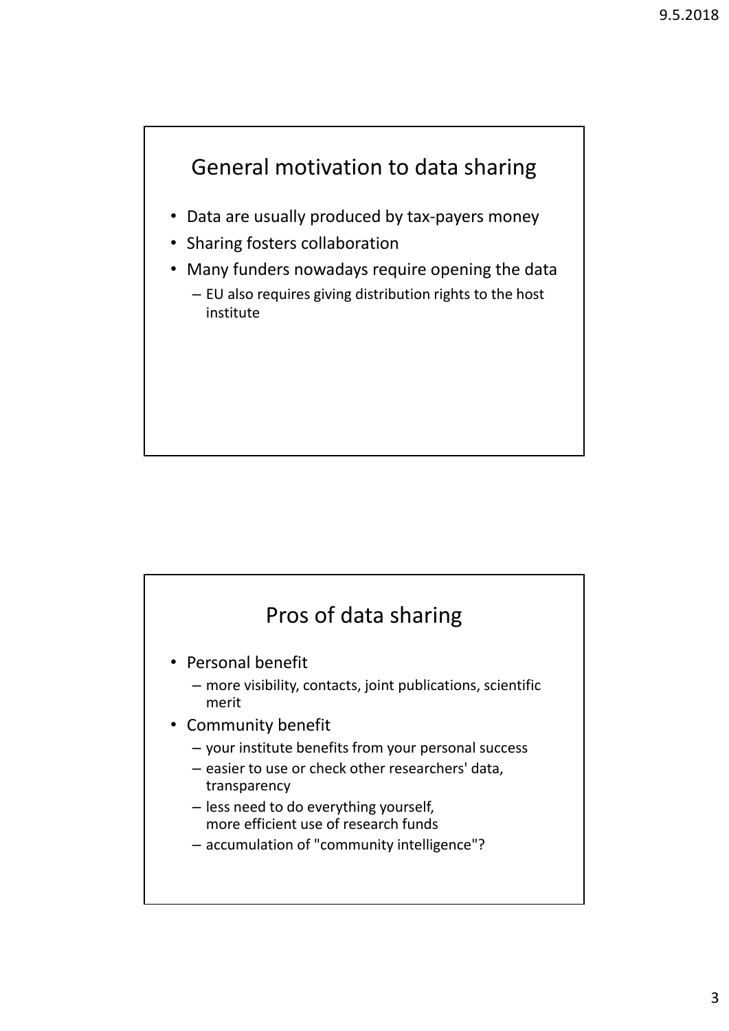## General motivation to data sharing

- Data are usually produced by tax-payers money
- Sharing fosters collaboration
- Many funders nowadays require opening the data
  - EU also requires giving distribution rights to the host institute

## Pros of data sharing

- Personal benefit
  - more visibility, contacts, joint publications, scientific merit
- Community benefit
  - your institute benefits from your personal success
  - easier to use or check other researchers' data, transparency
  - less need to do everything yourself, more efficient use of research funds
  - accumulation of "community intelligence"?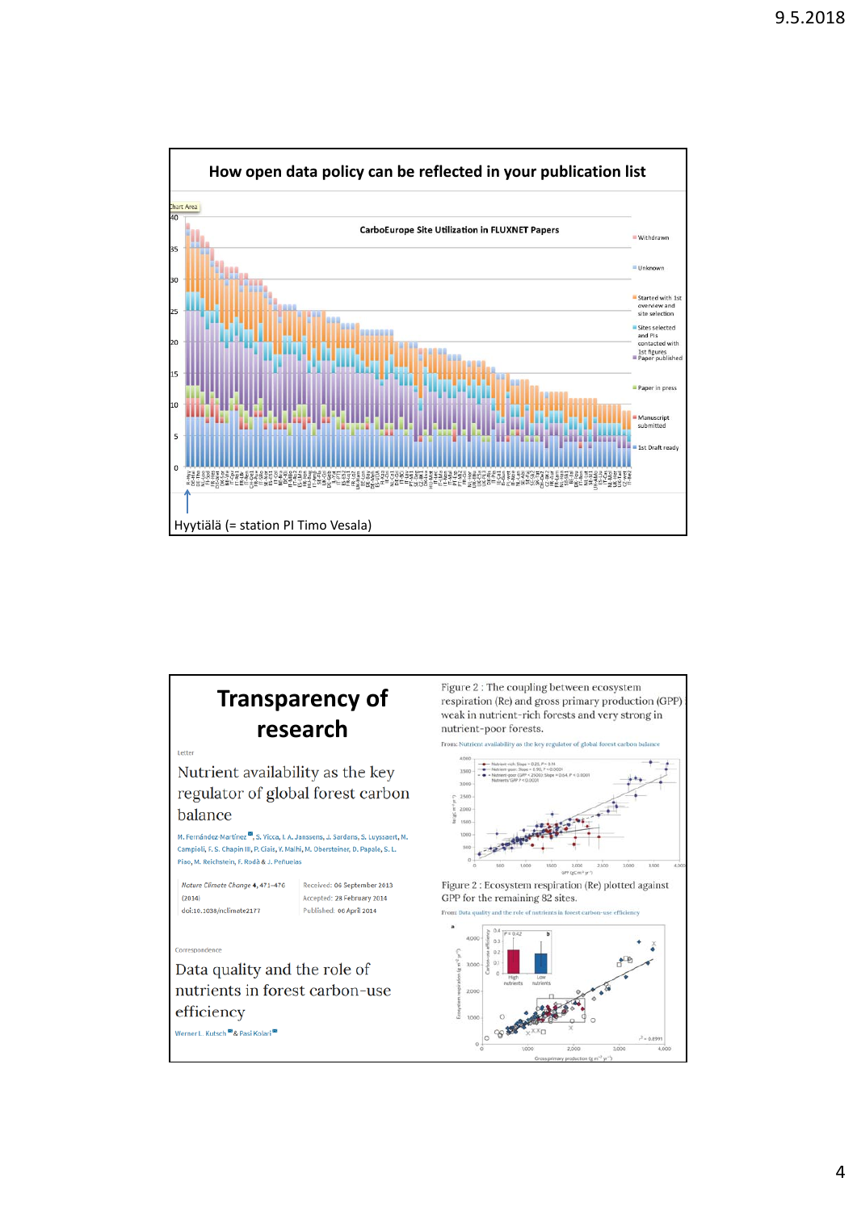## How open data policy can be reflected in your publication list

CarboEurope Site Utilization in FLUXNET Papers

Hyytiälä (= station PI Timo Vesala)

## Transparency of research

Letter

Nutrient availability as the key regulator of global forest carbon balance

M. Fernández-Martínez, S. Vicca, I. A. Janssens, J. Sardans, S. Luyssaert, M. Campioli, F. S. Chapin III, P. Ciais, Y. Malhi, M. Obersteiner, D. Papale, S. L. Piao, M. Reichstein, F. Rodà & J. Peñuelas

*Nature Climate Change* 4, 471–476 (2014) doi:10.1038/nclimate2177

Received: 06 September 2013
Accepted: 28 February 2014
Published: 06 April 2014

Figure 2 : The coupling between ecosystem respiration (Re) and gross primary production (GPP) weak in nutrient-rich forests and very strong in nutrient-poor forests.

From: Nutrient availability as the key regulator of global forest carbon balance

Correspondence

Data quality and the role of nutrients in forest carbon-use efficiency

Werner L. Kutsch & Pasi Kolari

Figure 2 : Ecosystem respiration (Re) plotted against GPP for the remaining 82 sites.

From: Data quality and the role of nutrients in forest carbon-use efficiency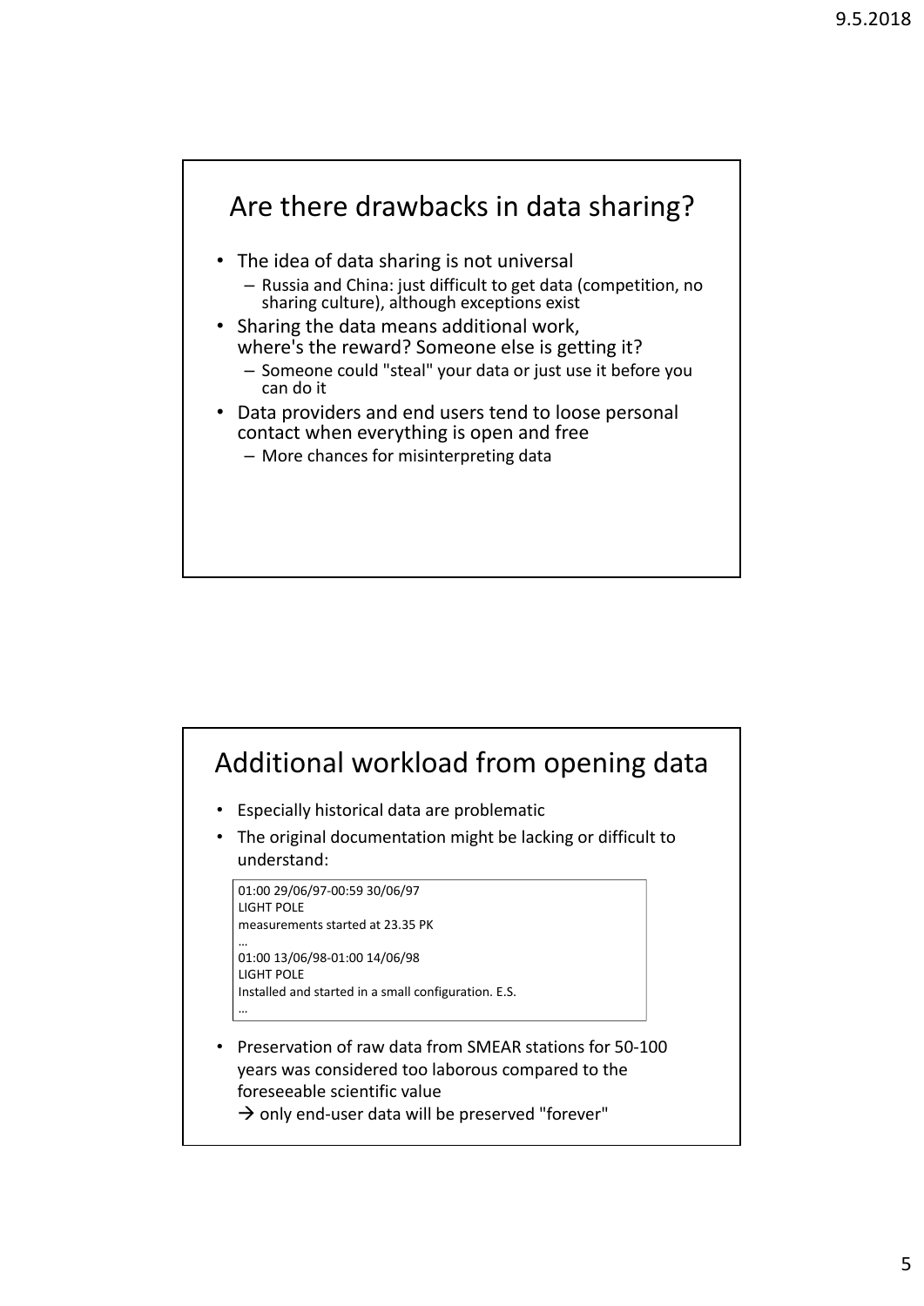## Are there drawbacks in data sharing?

- The idea of data sharing is not universal
  - Russia and China: just difficult to get data (competition, no sharing culture), although exceptions exist
- Sharing the data means additional work, where's the reward? Someone else is getting it?
  - Someone could "steal" your data or just use it before you can do it
- Data providers and end users tend to loose personal contact when everything is open and free
  - More chances for misinterpreting data

## Additional workload from opening data

- Especially historical data are problematic
- The original documentation might be lacking or difficult to understand:

```
01:00 29/06/97-00:59 30/06/97
LIGHT POLE
measurements started at 23.35 PK
…
01:00 13/06/98-01:00 14/06/98
LIGHT POLE
Installed and started in a small configuration. E.S.
…
```

- Preservation of raw data from SMEAR stations for 50-100 years was considered too laborous compared to the foreseeable scientific value
  → only end-user data will be preserved "forever"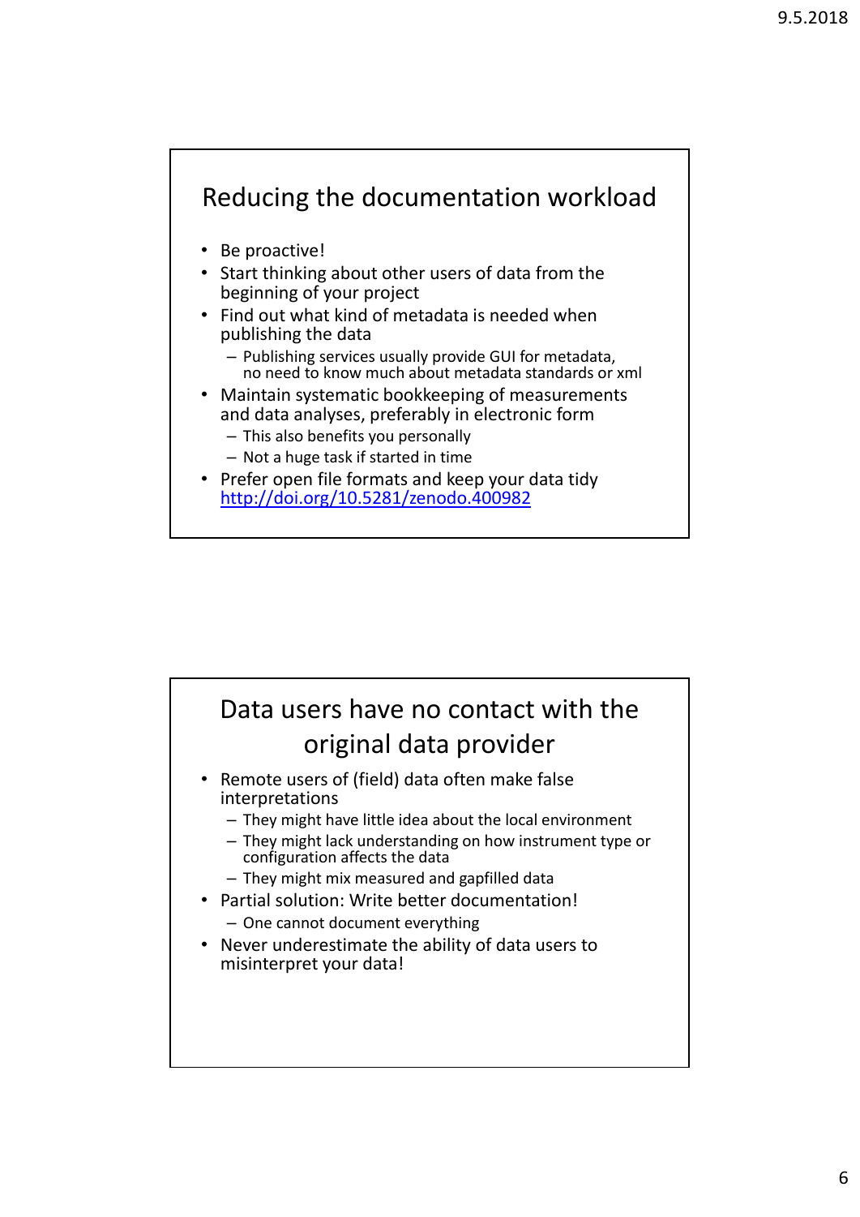## Reducing the documentation workload

- Be proactive!
- Start thinking about other users of data from the beginning of your project
- Find out what kind of metadata is needed when publishing the data
  - Publishing services usually provide GUI for metadata, no need to know much about metadata standards or xml
- Maintain systematic bookkeeping of measurements and data analyses, preferably in electronic form
  - This also benefits you personally
  - Not a huge task if started in time
- Prefer open file formats and keep your data tidy http://doi.org/10.5281/zenodo.400982

## Data users have no contact with the original data provider

- Remote users of (field) data often make false interpretations
  - They might have little idea about the local environment
  - They might lack understanding on how instrument type or configuration affects the data
  - They might mix measured and gapfilled data
- Partial solution: Write better documentation!
  - One cannot document everything
- Never underestimate the ability of data users to misinterpret your data!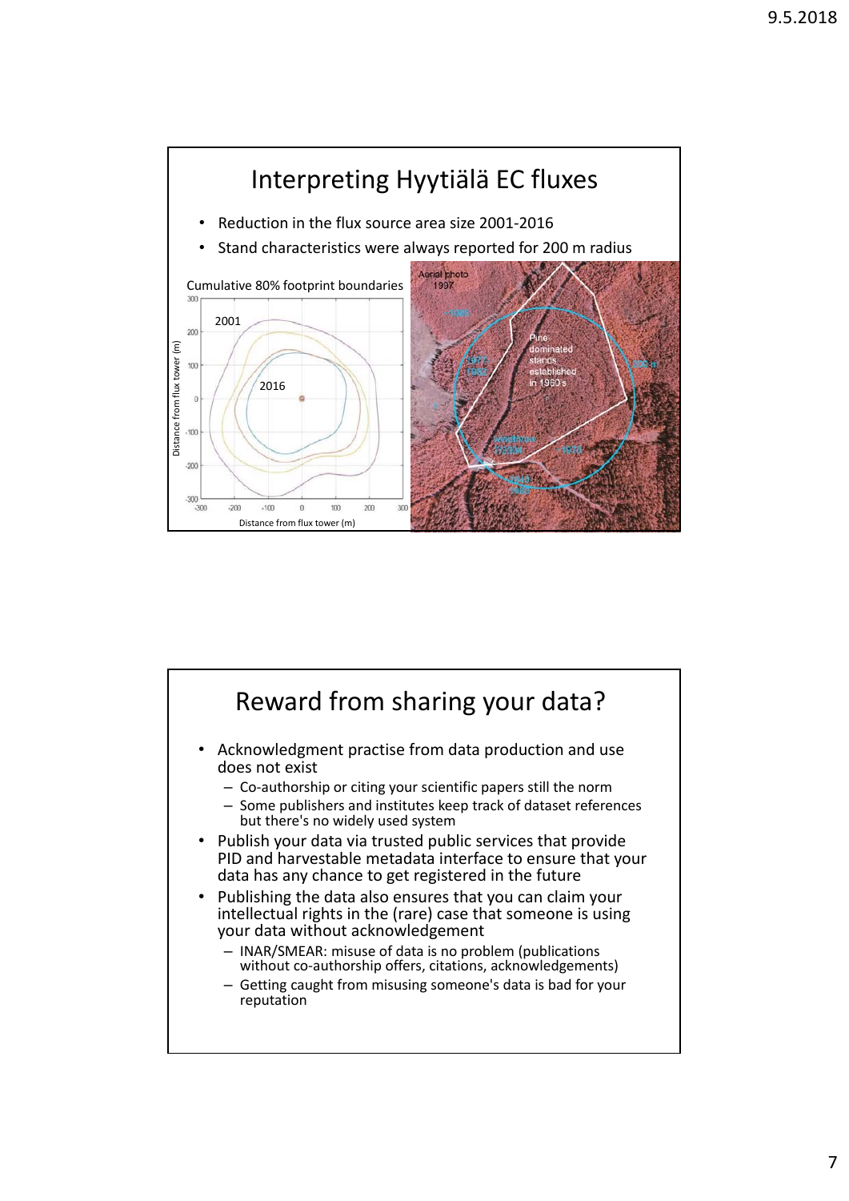## Interpreting Hyytiälä EC fluxes

- Reduction in the flux source area size 2001-2016
- Stand characteristics were always reported for 200 m radius

Cumulative 80% footprint boundaries

## Reward from sharing your data?

- Acknowledgment practise from data production and use does not exist
  - Co-authorship or citing your scientific papers still the norm
  - Some publishers and institutes keep track of dataset references but there's no widely used system
- Publish your data via trusted public services that provide PID and harvestable metadata interface to ensure that your data has any chance to get registered in the future
- Publishing the data also ensures that you can claim your intellectual rights in the (rare) case that someone is using your data without acknowledgement
  - INAR/SMEAR: misuse of data is no problem (publications without co-authorship offers, citations, acknowledgements)
  - Getting caught from misusing someone's data is bad for your reputation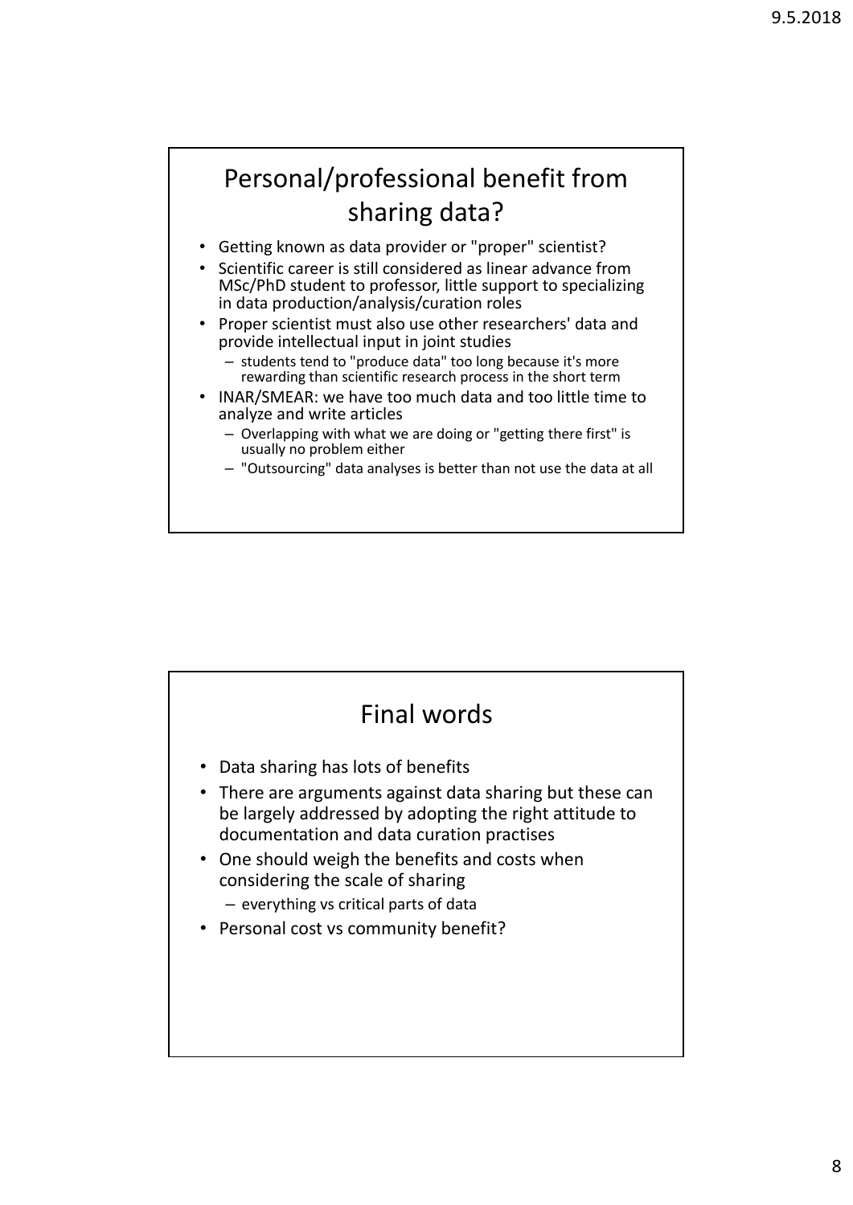## Personal/professional benefit from sharing data?

- Getting known as data provider or "proper" scientist?
- Scientific career is still considered as linear advance from MSc/PhD student to professor, little support to specializing in data production/analysis/curation roles
- Proper scientist must also use other researchers' data and provide intellectual input in joint studies
  - students tend to "produce data" too long because it's more rewarding than scientific research process in the short term
- INAR/SMEAR: we have too much data and too little time to analyze and write articles
  - Overlapping with what we are doing or "getting there first" is usually no problem either
  - "Outsourcing" data analyses is better than not use the data at all

## Final words

- Data sharing has lots of benefits
- There are arguments against data sharing but these can be largely addressed by adopting the right attitude to documentation and data curation practises
- One should weigh the benefits and costs when considering the scale of sharing
  - everything vs critical parts of data
- Personal cost vs community benefit?